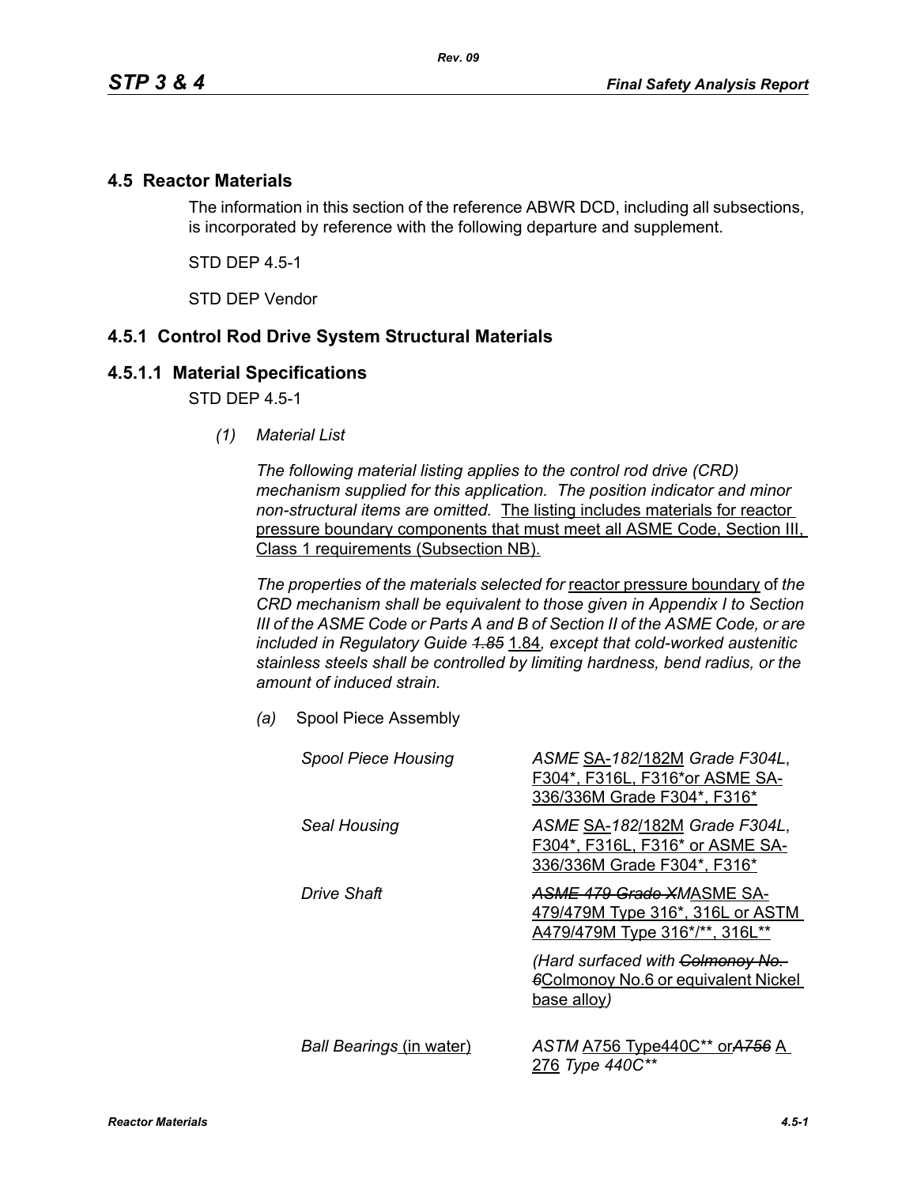## 4.5 Reactor Materials

The information in this section of the reference ABWR DCD, including all subsections, is incorporated by reference with the following departure and supplement.

STD DEP 4.5-1

STD DEP Vendor

## 4.5.1 Control Rod Drive System Structural Materials

### 4.5.1.1 Material Specifications

STD DEP 4.5-1

*(1) Material List*

*The following material listing applies to the control rod drive (CRD) mechanism supplied for this application. The position indicator and minor non-structural items are omitted.* The listing includes materials for reactor pressure boundary components that must meet all ASME Code, Section III, Class 1 requirements (Subsection NB).

*The properties of the materials selected for* reactor pressure boundary of *the CRD mechanism shall be equivalent to those given in Appendix I to Section III of the ASME Code or Parts A and B of Section II of the ASME Code, or are included in Regulatory Guide ~~1.85~~* 1.84*, except that cold-worked austenitic stainless steels shall be controlled by limiting hardness, bend radius, or the amount of induced strain.*

*(a)* Spool Piece Assembly

| | |
|---|---|
| *Spool Piece Housing* | *ASME* SA-*182*/182M *Grade F304L*, F304*, F316L, F316*or ASME SA-336/336M Grade F304*, F316* |
| *Seal Housing* | *ASME* SA-*182*/182M *Grade F304L*, F304*, F316L, F316* or ASME SA-336/336M Grade F304*, F316* |
| *Drive Shaft* | ~~*ASME 479 Grade XM*~~ASME SA-479/479M Type 316*, 316L or ASTM A479/479M Type 316*/**, 316L** |
| | *(Hard surfaced with ~~Colmonoy No. 6~~*Colmonoy No.6 or equivalent Nickel base alloy*)* |
| *Ball Bearings* (in water) | *ASTM* A756 Type440C** or~~*A756*~~ A 276 *Type 440C*** |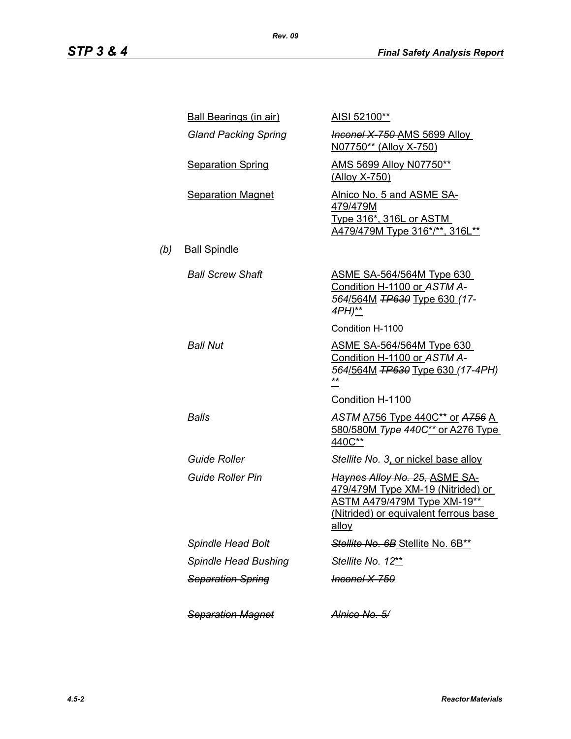| | |
|---|---|
| Ball Bearings (in air) | AISI 52100** |
| *Gland Packing Spring* | ~~*Inconel X-750*~~ AMS 5699 Alloy N07750** (Alloy X-750) |
| Separation Spring | AMS 5699 Alloy N07750** (Alloy X-750) |
| Separation Magnet | Alnico No. 5 and ASME SA-479/479M Type 316*, 316L or ASTM A479/479M Type 316*/**, 316L** |

*(b)* Ball Spindle

| | |
|---|---|
| *Ball Screw Shaft* | ASME SA-564/564M Type 630 Condition H-1100 or *ASTM A-564*/564M ~~*TP630*~~ Type 630 *(17-4PH)*** |
| | Condition H-1100 |
| *Ball Nut* | ASME SA-564/564M Type 630 Condition H-1100 or *ASTM A-564*/564M ~~*TP630*~~ Type 630 *(17-4PH)* ** |
| | Condition H-1100 |
| *Balls* | *ASTM* A756 Type 440C** or ~~*A756*~~ A 580/580M *Type 440C*** or A276 Type 440C** |
| *Guide Roller* | *Stellite No. 3*, or nickel base alloy |
| *Guide Roller Pin* | ~~*Haynes Alloy No. 25,*~~ ASME SA-479/479M Type XM-19 (Nitrided) or ASTM A479/479M Type XM-19** (Nitrided) or equivalent ferrous base alloy |
| *Spindle Head Bolt* | ~~*Stellite No. 6B*~~ Stellite No. 6B** |
| *Spindle Head Bushing* | *Stellite No. 12*** |
| ~~*Separation Spring*~~ | ~~*Inconel X-750*~~ |
| ~~*Separation Magnet*~~ | ~~*Alnico No. 5/*~~ |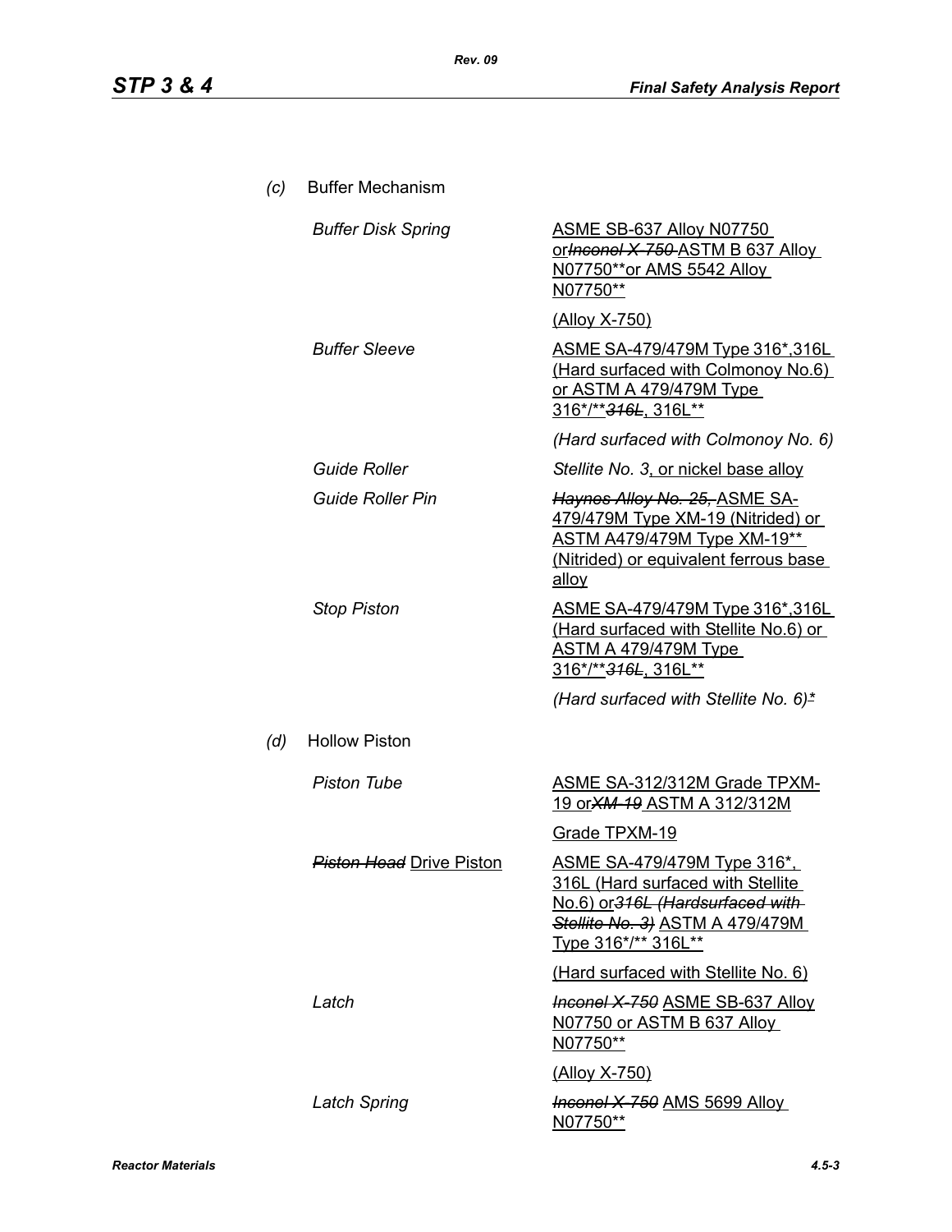(c) Buffer Mechanism

| | |
|---|---|
| *Buffer Disk Spring* | ASME SB-637 Alloy N07750 or~~Inconel X-750~~ ASTM B 637 Alloy N07750**or AMS 5542 Alloy N07750** |
| | (Alloy X-750) |
| *Buffer Sleeve* | ASME SA-479/479M Type 316*,316L (Hard surfaced with Colmonoy No.6) or ASTM A 479/479M Type 316*/**~~316L~~, 316L** |
| | *(Hard surfaced with Colmonoy No. 6)* |
| *Guide Roller* | *Stellite No. 3*, or nickel base alloy |
| *Guide Roller Pin* | ~~Haynes Alloy No. 25,~~ ASME SA-479/479M Type XM-19 (Nitrided) or ASTM A479/479M Type XM-19** (Nitrided) or equivalent ferrous base alloy |
| *Stop Piston* | ASME SA-479/479M Type 316*,316L (Hard surfaced with Stellite No.6) or ASTM A 479/479M Type 316*/**~~316L~~, 316L** |
| | *(Hard surfaced with Stellite No. 6)** |

(d) Hollow Piston

| | |
|---|---|
| *Piston Tube* | ASME SA-312/312M Grade TPXM-19 or~~XM-19~~ ASTM A 312/312M |
| | Grade TPXM-19 |
| ~~*Piston Head*~~ Drive Piston | ASME SA-479/479M Type 316*, 316L (Hard surfaced with Stellite No.6) or~~316L (Hardsurfaced with Stellite No. 3)~~ ASTM A 479/479M Type 316*/** 316L** |
| | (Hard surfaced with Stellite No. 6) |
| *Latch* | ~~Inconel X-750~~ ASME SB-637 Alloy N07750 or ASTM B 637 Alloy N07750** |
| | (Alloy X-750) |
| *Latch Spring* | ~~Inconel X-750~~ AMS 5699 Alloy N07750** |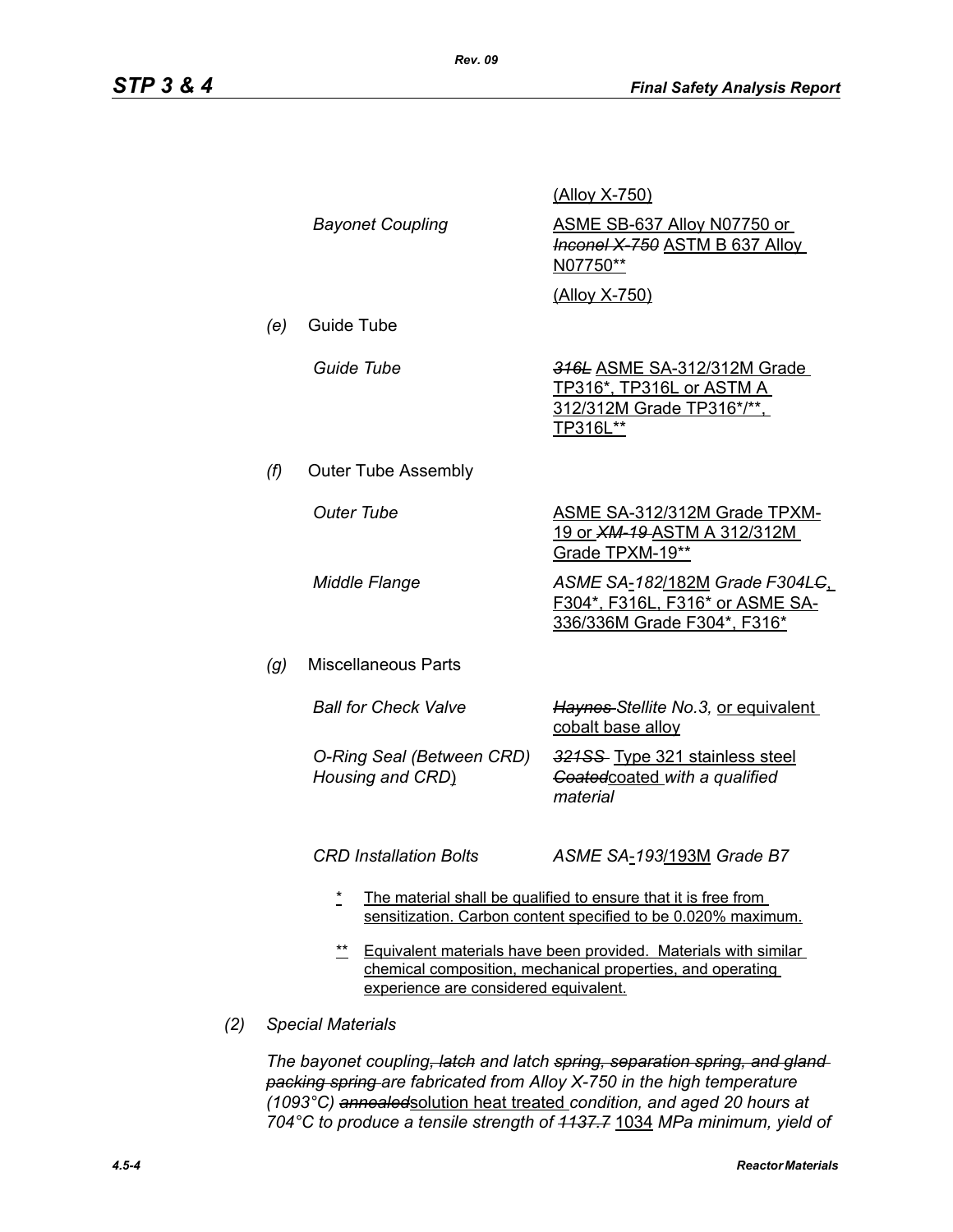(Alloy X-750)

| | |
|---|---|
| *Bayonet Coupling* | ASME SB-637 Alloy N07750 or ~~*Inconel X-750*~~ ASTM B 637 Alloy N07750** |
| | (Alloy X-750) |

*(e)* Guide Tube

| | |
|---|---|
| *Guide Tube* | ~~*316L*~~ ASME SA-312/312M Grade TP316*, TP316L or ASTM A 312/312M Grade TP316*/**, TP316L** |

*(f)* Outer Tube Assembly

| | |
|---|---|
| *Outer Tube* | ASME SA-312/312M Grade TPXM-19 or ~~*XM-19*~~ ASTM A 312/312M Grade TPXM-19** |
| *Middle Flange* | *ASME SA-182/182M Grade F304L~~C~~*, F304*, F316L, F316* or ASME SA-336/336M Grade F304*, F316* |

*(g)* Miscellaneous Parts

| | |
|---|---|
| *Ball for Check Valve* | ~~*Haynes*~~ *Stellite No.3,* or equivalent cobalt base alloy |
| *O-Ring Seal (Between CRD) Housing and CRD)* | ~~*321SS*~~ Type 321 stainless steel ~~*Coated*~~coated *with a qualified material* |
| *CRD Installation Bolts* | *ASME SA-193/193M Grade B7* |

\* The material shall be qualified to ensure that it is free from sensitization. Carbon content specified to be 0.020% maximum.

\*\* Equivalent materials have been provided. Materials with similar chemical composition, mechanical properties, and operating experience are considered equivalent.

*(2)* *Special Materials*

*The bayonet coupling~~, latch~~ and latch ~~spring, separation spring, and gland packing spring~~ are fabricated from Alloy X-750 in the high temperature (1093°C) ~~annealed~~*solution heat treated *condition, and aged 20 hours at 704°C to produce a tensile strength of ~~1137.7~~* 1034 *MPa minimum, yield of*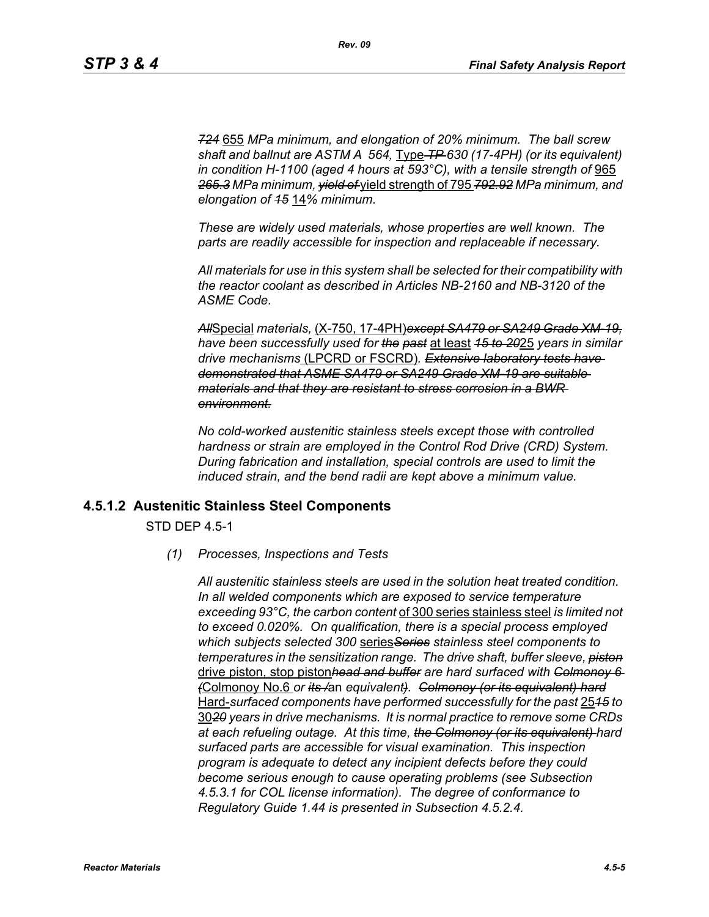*~~724~~* 655 *MPa minimum, and elongation of 20% minimum. The ball screw shaft and ballnut are ASTM A 564,* Type *~~TP~~ 630 (17-4PH) (or its equivalent) in condition H-1100 (aged 4 hours at 593°C), with a tensile strength of* 965 *~~265.3~~ MPa minimum, ~~yield of~~* yield strength of 795 *~~792.92~~ MPa minimum, and elongation of ~~15~~* 14*% minimum.*

*These are widely used materials, whose properties are well known. The parts are readily accessible for inspection and replaceable if necessary.*

*All materials for use in this system shall be selected for their compatibility with the reactor coolant as described in Articles NB-2160 and NB-3120 of the ASME Code.*

*~~All~~*Special *materials,* (X-750, 17-4PH)*~~except SA479 or SA249 Grade XM-19,~~ have been successfully used for ~~the past~~* at least *~~15 to 20~~*25 *years in similar drive mechanisms* (LPCRD or FSCRD)*. ~~Extensive laboratory tests have demonstrated that ASME SA479 or SA249 Grade XM-19 are suitable materials and that they are resistant to stress corrosion in a BWR environment.~~*

*No cold-worked austenitic stainless steels except those with controlled hardness or strain are employed in the Control Rod Drive (CRD) System. During fabrication and installation, special controls are used to limit the induced strain, and the bend radii are kept above a minimum value.*

## 4.5.1.2 Austenitic Stainless Steel Components

STD DEP 4.5-1

*(1) Processes, Inspections and Tests*

*All austenitic stainless steels are used in the solution heat treated condition. In all welded components which are exposed to service temperature exceeding 93°C, the carbon content* of 300 series stainless steel *is limited not to exceed 0.020%. On qualification, there is a special process employed which subjects selected 300* series*~~Series~~ stainless steel components to temperatures in the sensitization range. The drive shaft, buffer sleeve, ~~piston~~* drive piston, stop piston*~~head and buffer~~ are hard surfaced with ~~Colmonoy 6 (~~*Colmonoy No.6 *or ~~its /~~*an *equivalent~~)~~. ~~Colmonoy (or its equivalent) hard~~* Hard-*surfaced components have performed successfully for the past* 25*~~15~~ to* 30*~~20~~ years in drive mechanisms. It is normal practice to remove some CRDs at each refueling outage. At this time, ~~the Colmonoy (or its equivalent)~~ hard surfaced parts are accessible for visual examination. This inspection program is adequate to detect any incipient defects before they could become serious enough to cause operating problems (see Subsection 4.5.3.1 for COL license information). The degree of conformance to Regulatory Guide 1.44 is presented in Subsection 4.5.2.4.*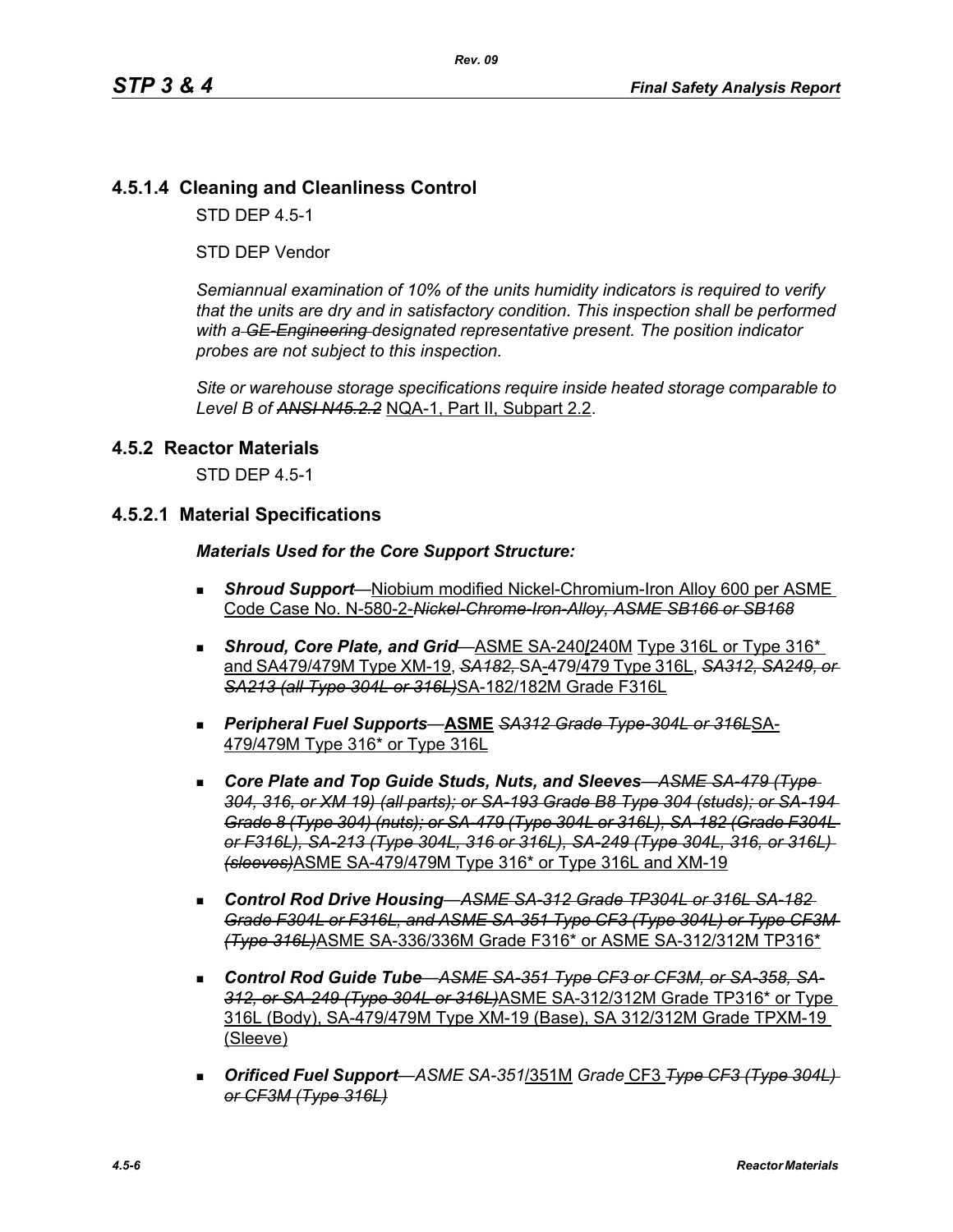### 4.5.1.4 Cleaning and Cleanliness Control

STD DEP 4.5-1

STD DEP Vendor

*Semiannual examination of 10% of the units humidity indicators is required to verify that the units are dry and in satisfactory condition. This inspection shall be performed with a ~~GE-Engineering~~ designated representative present. The position indicator probes are not subject to this inspection.*

*Site or warehouse storage specifications require inside heated storage comparable to Level B of ~~ANSI N45.2.2~~* NQA-1, Part II, Subpart 2.2.

## 4.5.2 Reactor Materials

STD DEP 4.5-1

### 4.5.2.1 Material Specifications

***Materials Used for the Core Support Structure:***

- ***Shroud Support***—Niobium modified Nickel-Chromium-Iron Alloy 600 per ASME Code Case No. N-580-2-~~*Nickel-Chrome-Iron-Alloy, ASME SB166 or SB168*~~
- ***Shroud, Core Plate, and Grid***—ASME SA-240/240M Type 316L or Type 316* and SA479/479M Type XM-19, ~~*SA182,*~~ SA-479/479 Type 316L, ~~*SA312, SA249, or SA213 (all Type 304L or 316L)*~~SA-182/182M Grade F316L
- ***Peripheral Fuel Supports***—**ASME** ~~*SA312 Grade Type-304L or 316L*~~SA-479/479M Type 316* or Type 316L
- ***Core Plate and Top Guide Studs, Nuts, and Sleeves***—~~*ASME SA-479 (Type 304, 316, or XM 19) (all parts); or SA-193 Grade B8 Type 304 (studs); or SA-194 Grade 8 (Type 304) (nuts); or SA-479 (Type 304L or 316L), SA-182 (Grade F304L or F316L), SA-213 (Type 304L, 316 or 316L), SA-249 (Type 304L, 316, or 316L) (sleeves)*~~ASME SA-479/479M Type 316* or Type 316L and XM-19
- ***Control Rod Drive Housing***—~~*ASME SA-312 Grade TP304L or 316L SA-182 Grade F304L or F316L, and ASME SA-351 Type CF3 (Type 304L) or Type CF3M (Type 316L)*~~ASME SA-336/336M Grade F316* or ASME SA-312/312M TP316*
- ***Control Rod Guide Tube***—~~*ASME SA-351 Type CF3 or CF3M, or SA-358, SA-312, or SA-249 (Type 304L or 316L)*~~ASME SA-312/312M Grade TP316* or Type 316L (Body), SA-479/479M Type XM-19 (Base), SA 312/312M Grade TPXM-19 (Sleeve)
- ***Orificed Fuel Support***—*ASME SA-351*/351M *Grade* CF3 ~~*Type CF3 (Type 304L) or CF3M (Type 316L)*~~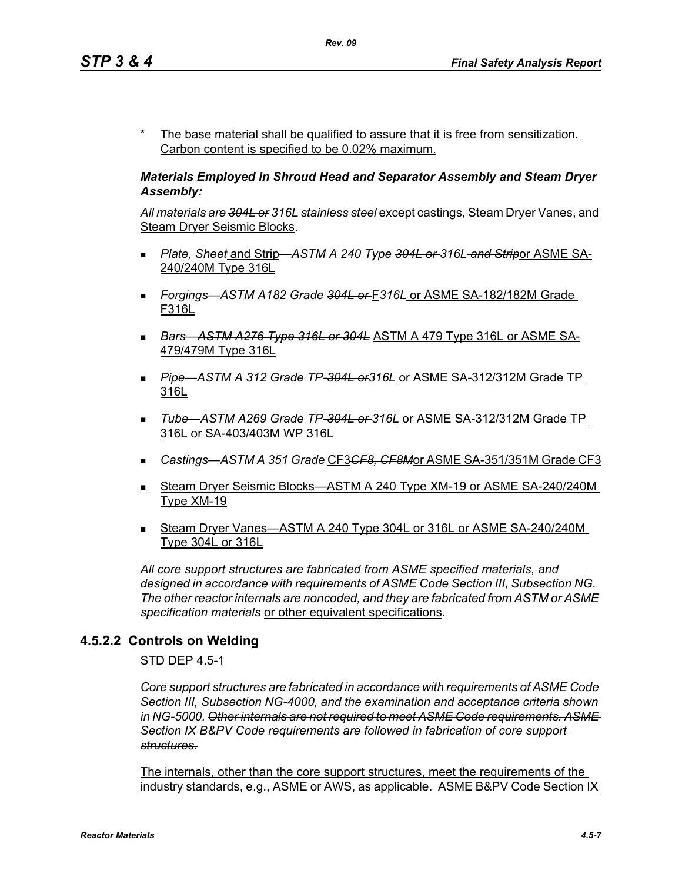\* The base material shall be qualified to assure that it is free from sensitization. Carbon content is specified to be 0.02% maximum.

***Materials Employed in Shroud Head and Separator Assembly and Steam Dryer Assembly:***

*All materials are ~~304L or~~ 316L stainless steel* except castings, Steam Dryer Vanes, and Steam Dryer Seismic Blocks.

- *Plate, Sheet* and Strip*—ASTM A 240 Type ~~304L or~~ 316L ~~and Strip~~* or ASME SA-240/240M Type 316L
- *Forgings—ASTM A182 Grade ~~304L or~~* F*316L* or ASME SA-182/182M Grade F316L
- *Bars—~~ASTM A276 Type 316L or 304L~~* ASTM A 479 Type 316L or ASME SA-479/479M Type 316L
- *Pipe—ASTM A 312 Grade TP ~~304L or~~ 316L* or ASME SA-312/312M Grade TP 316L
- *Tube—ASTM A269 Grade TP ~~304L or~~ 316L* or ASME SA-312/312M Grade TP 316L or SA-403/403M WP 316L
- *Castings—ASTM A 351 Grade* CF3*~~CF8, CF8M~~* or ASME SA-351/351M Grade CF3
- Steam Dryer Seismic Blocks—ASTM A 240 Type XM-19 or ASME SA-240/240M Type XM-19
- Steam Dryer Vanes—ASTM A 240 Type 304L or 316L or ASME SA-240/240M Type 304L or 316L

*All core support structures are fabricated from ASME specified materials, and designed in accordance with requirements of ASME Code Section III, Subsection NG. The other reactor internals are noncoded, and they are fabricated from ASTM or ASME specification materials* or other equivalent specifications.

## 4.5.2.2 Controls on Welding

STD DEP 4.5-1

*Core support structures are fabricated in accordance with requirements of ASME Code Section III, Subsection NG-4000, and the examination and acceptance criteria shown in NG-5000. ~~Other internals are not required to meet ASME Code requirements. ASME Section IX B&PV Code requirements are followed in fabrication of core support structures.~~*

The internals, other than the core support structures, meet the requirements of the industry standards, e.g., ASME or AWS, as applicable. ASME B&PV Code Section IX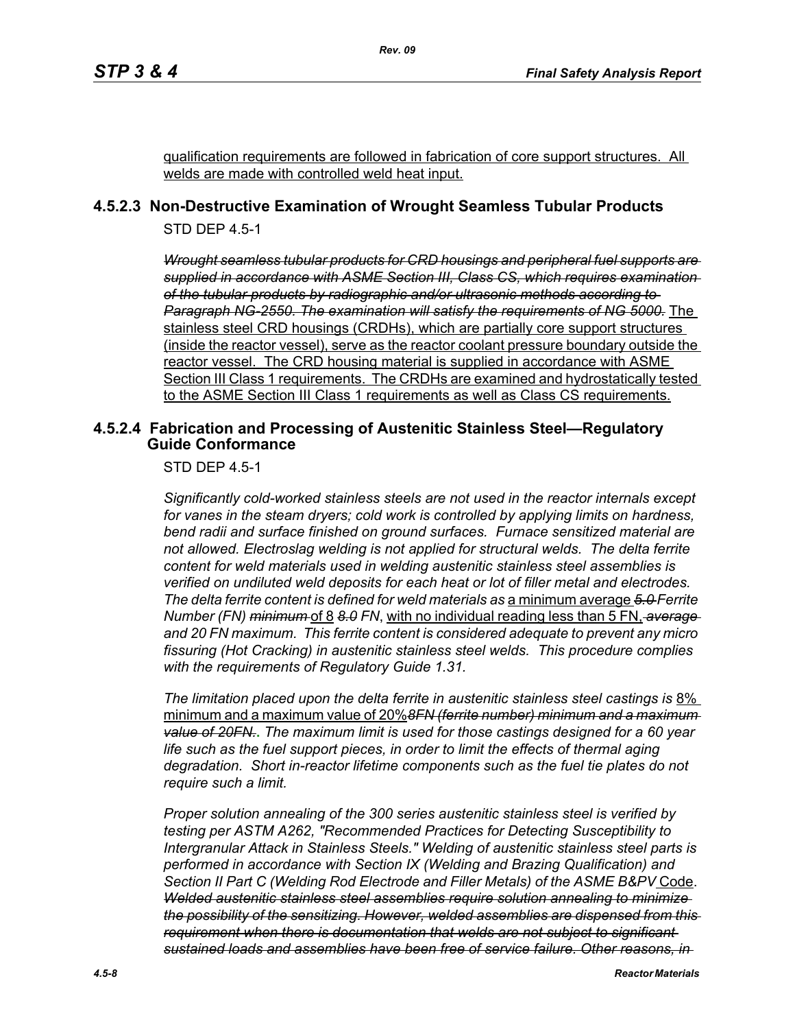qualification requirements are followed in fabrication of core support structures. All welds are made with controlled weld heat input.

### 4.5.2.3 Non-Destructive Examination of Wrought Seamless Tubular Products

STD DEP 4.5-1

~~*Wrought seamless tubular products for CRD housings and peripheral fuel supports are supplied in accordance with ASME Section III, Class CS, which requires examination of the tubular products by radiographic and/or ultrasonic methods according to Paragraph NG-2550. The examination will satisfy the requirements of NG 5000.*~~ The stainless steel CRD housings (CRDHs), which are partially core support structures (inside the reactor vessel), serve as the reactor coolant pressure boundary outside the reactor vessel. The CRD housing material is supplied in accordance with ASME Section III Class 1 requirements. The CRDHs are examined and hydrostatically tested to the ASME Section III Class 1 requirements as well as Class CS requirements.

### 4.5.2.4 Fabrication and Processing of Austenitic Stainless Steel—Regulatory Guide Conformance

STD DEP 4.5-1

*Significantly cold-worked stainless steels are not used in the reactor internals except for vanes in the steam dryers; cold work is controlled by applying limits on hardness, bend radii and surface finished on ground surfaces. Furnace sensitized material are not allowed. Electroslag welding is not applied for structural welds. The delta ferrite content for weld materials used in welding austenitic stainless steel assemblies is verified on undiluted weld deposits for each heat or lot of filler metal and electrodes. The delta ferrite content is defined for weld materials as* a minimum average ~~*5.0*~~ *Ferrite Number (FN)* ~~*minimum*~~ of 8 ~~*8.0*~~ *FN*, with no individual reading less than 5 FN, ~~*average*~~ *and 20 FN maximum. This ferrite content is considered adequate to prevent any micro fissuring (Hot Cracking) in austenitic stainless steel welds. This procedure complies with the requirements of Regulatory Guide 1.31.*

*The limitation placed upon the delta ferrite in austenitic stainless steel castings is* 8% minimum and a maximum value of 20%~~*8FN (ferrite number) minimum and a maximum value of 20FN.*~~. *The maximum limit is used for those castings designed for a 60 year life such as the fuel support pieces, in order to limit the effects of thermal aging degradation. Short in-reactor lifetime components such as the fuel tie plates do not require such a limit.*

*Proper solution annealing of the 300 series austenitic stainless steel is verified by testing per ASTM A262, "Recommended Practices for Detecting Susceptibility to Intergranular Attack in Stainless Steels." Welding of austenitic stainless steel parts is performed in accordance with Section IX (Welding and Brazing Qualification) and Section II Part C (Welding Rod Electrode and Filler Metals) of the ASME B&PV* Code. ~~*Welded austenitic stainless steel assemblies require solution annealing to minimize the possibility of the sensitizing. However, welded assemblies are dispensed from this requirement when there is documentation that welds are not subject to significant sustained loads and assemblies have been free of service failure. Other reasons, in*~~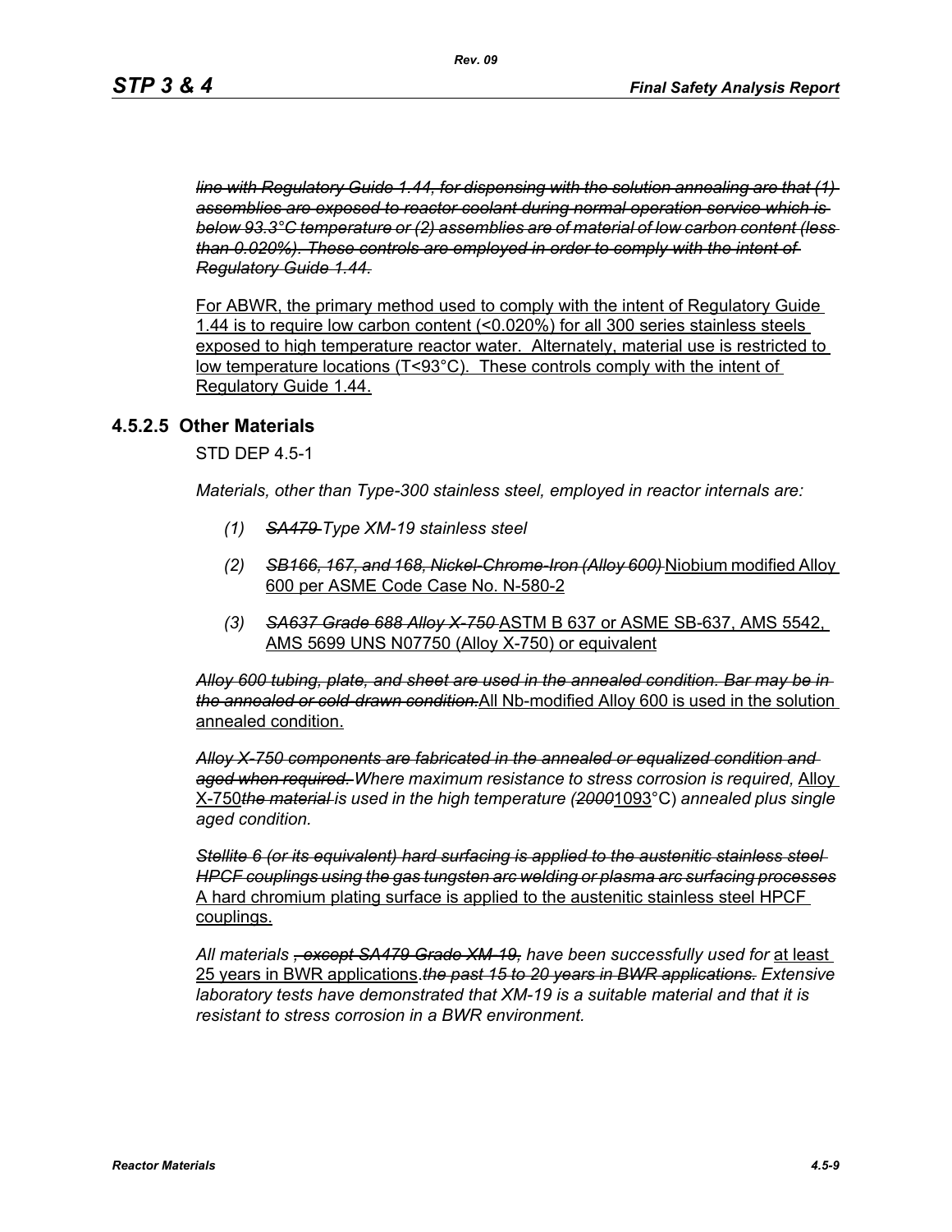~~*line with Regulatory Guide 1.44, for dispensing with the solution annealing are that (1) assemblies are exposed to reactor coolant during normal operation service which is below 93.3°C temperature or (2) assemblies are of material of low carbon content (less than 0.020%). These controls are employed in order to comply with the intent of Regulatory Guide 1.44.*~~

<u>For ABWR, the primary method used to comply with the intent of Regulatory Guide 1.44 is to require low carbon content (<0.020%) for all 300 series stainless steels exposed to high temperature reactor water. Alternately, material use is restricted to low temperature locations (T<93°C). These controls comply with the intent of Regulatory Guide 1.44.</u>

### 4.5.2.5 Other Materials

STD DEP 4.5-1

*Materials, other than Type-300 stainless steel, employed in reactor internals are:*

1. ~~*SA479*~~ *Type XM-19 stainless steel*
2. ~~*SB166, 167, and 168, Nickel-Chrome-Iron (Alloy 600)*~~ <u>Niobium modified Alloy 600 per ASME Code Case No. N-580-2</u>
3. ~~*SA637 Grade 688 Alloy X-750*~~ <u>ASTM B 637 or ASME SB-637, AMS 5542, AMS 5699 UNS N07750 (Alloy X-750) or equivalent</u>

~~*Alloy 600 tubing, plate, and sheet are used in the annealed condition. Bar may be in the annealed or cold-drawn condition.*~~<u>All Nb-modified Alloy 600 is used in the solution annealed condition.</u>

~~*Alloy X-750 components are fabricated in the annealed or equalized condition and aged when required.*~~ *Where maximum resistance to stress corrosion is required,* <u>Alloy X-750</u>~~*the material*~~ *is used in the high temperature (*~~*2000*~~<u>1093</u>°C) *annealed plus single aged condition.*

~~*Stellite 6 (or its equivalent) hard surfacing is applied to the austenitic stainless steel HPCF couplings using the gas tungsten arc welding or plasma arc surfacing processes*~~ <u>A hard chromium plating surface is applied to the austenitic stainless steel HPCF couplings.</u>

*All materials* ~~*, except SA479 Grade XM-19,*~~ *have been successfully used for* <u>at least 25 years in BWR applications</u>.~~*the past 15 to 20 years in BWR applications.*~~ *Extensive laboratory tests have demonstrated that XM-19 is a suitable material and that it is resistant to stress corrosion in a BWR environment.*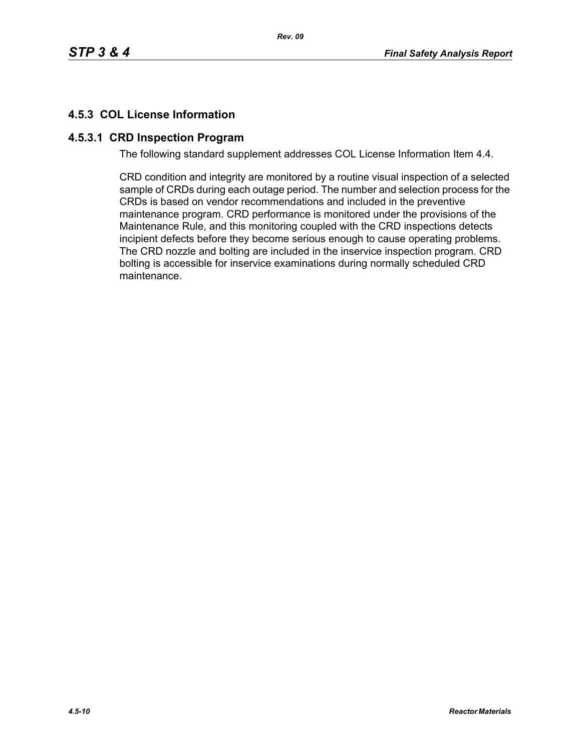## 4.5.3 COL License Information

### 4.5.3.1 CRD Inspection Program

The following standard supplement addresses COL License Information Item 4.4.

CRD condition and integrity are monitored by a routine visual inspection of a selected sample of CRDs during each outage period. The number and selection process for the CRDs is based on vendor recommendations and included in the preventive maintenance program. CRD performance is monitored under the provisions of the Maintenance Rule, and this monitoring coupled with the CRD inspections detects incipient defects before they become serious enough to cause operating problems. The CRD nozzle and bolting are included in the inservice inspection program. CRD bolting is accessible for inservice examinations during normally scheduled CRD maintenance.